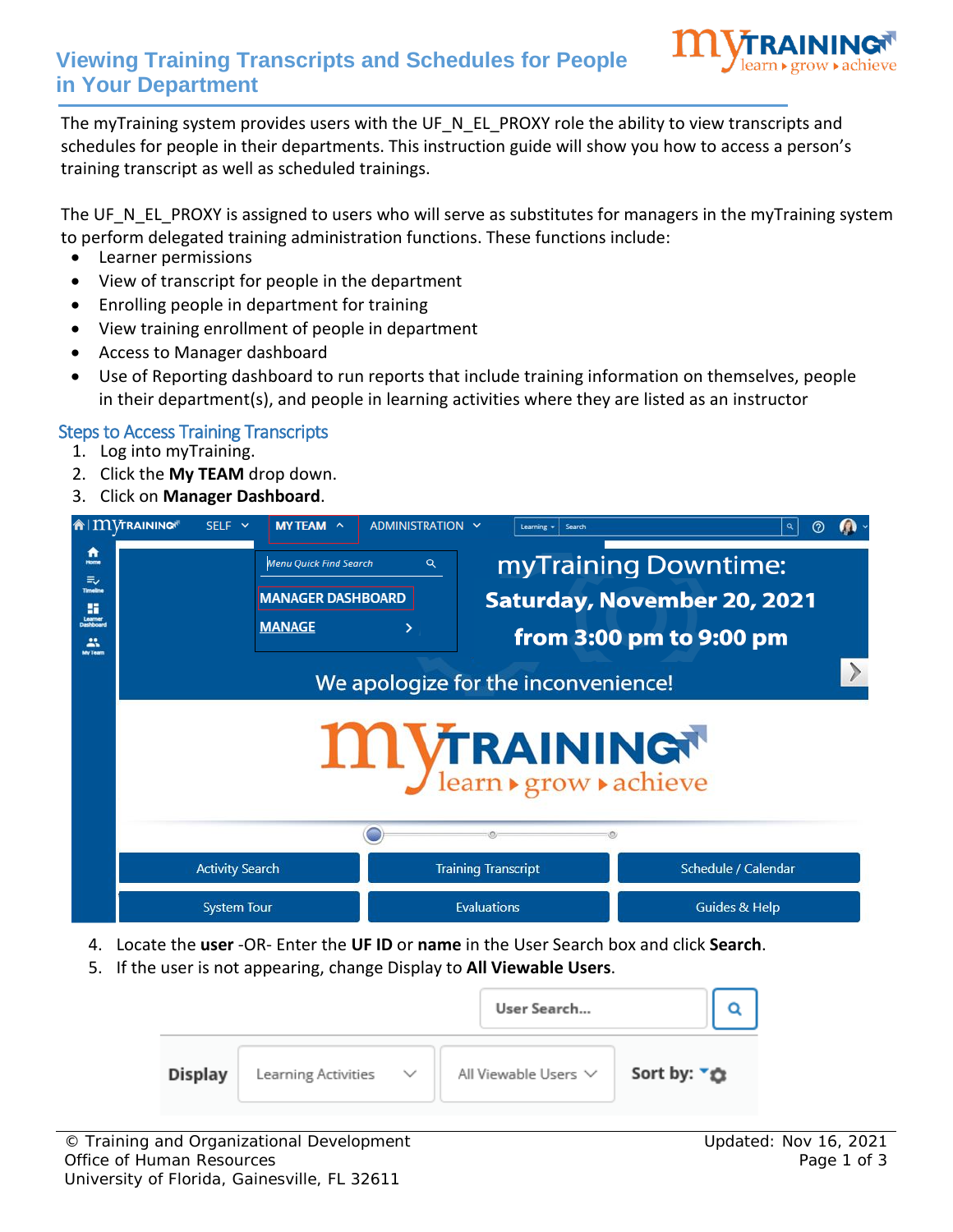# Viewing Training Transcripts and Schedules for People in Your Department

The myTraining system provides users with the UF_N_EL_PROXY role the ability to view transcripts and schedules for people in their departments. This instruction guide will show you how to access a person's training transcript as well as scheduled trainings.

The UF_N_EL_PROXY is assigned to users who will serve as substitutes for managers in the myTraining system to perform delegated training administration functions. These functions include:

- Learner permissions
- View of transcript for people in the department
- Enrolling people in department for training
- View training enrollment of people in department
- Access to Manager dashboard
- Use of Reporting dashboard to run reports that include training information on themselves, people in their department(s), and people in learning activities where they are listed as an instructor

## Steps to Access Training Transcripts

1. Log into myTraining.
2. Click the **My TEAM** drop down.
3. Click on **Manager Dashboard**.

4. Locate the **user** -OR- Enter the **UF ID** or **name** in the User Search box and click **Search**.
5. If the user is not appearing, change Display to **All Viewable Users**.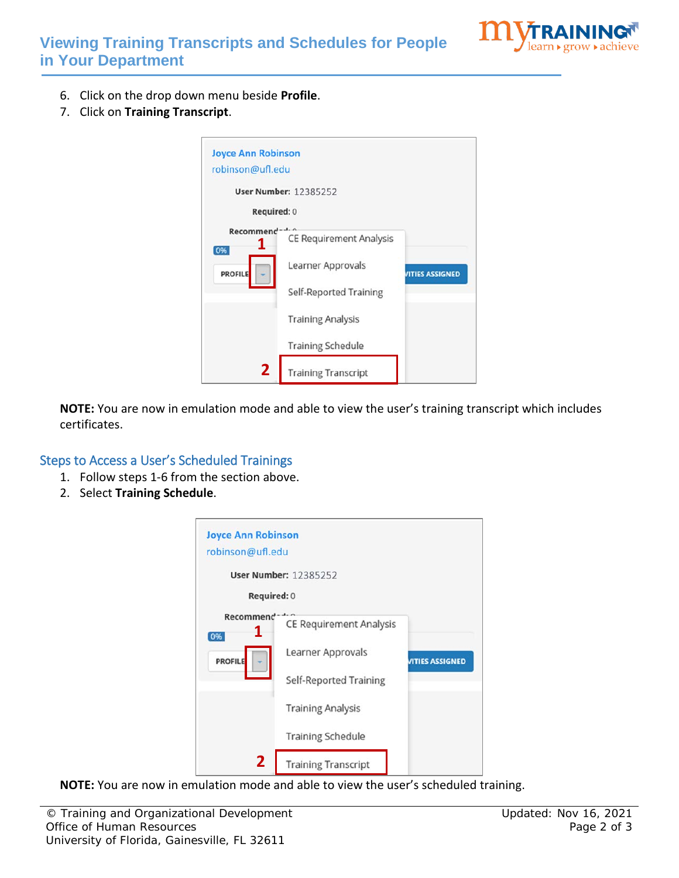6. Click on the drop down menu beside **Profile**.
7. Click on **Training Transcript**.

**NOTE:** You are now in emulation mode and able to view the user's training transcript which includes certificates.

## Steps to Access a User's Scheduled Trainings

1. Follow steps 1-6 from the section above.
2. Select **Training Schedule**.

**NOTE:** You are now in emulation mode and able to view the user's scheduled training.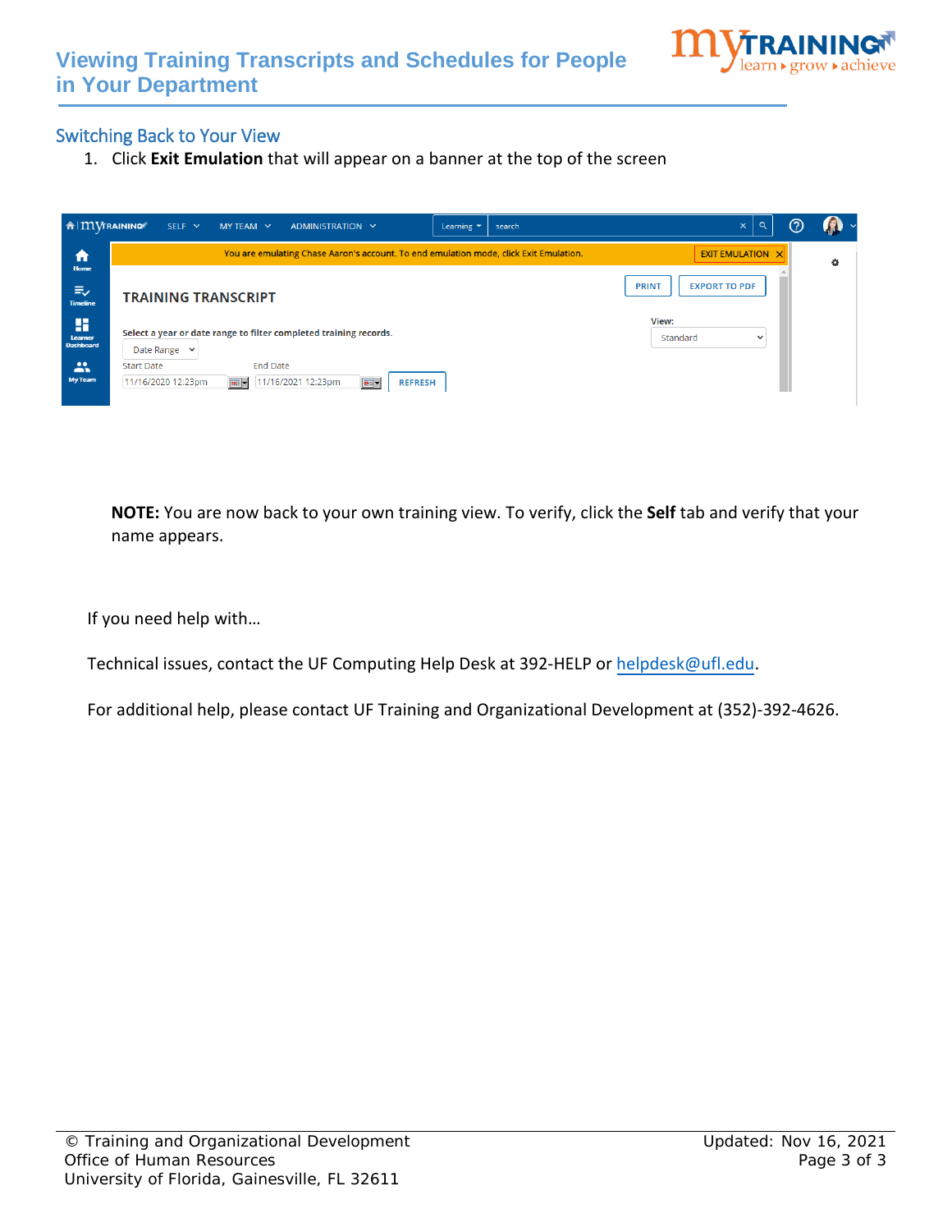## Switching Back to Your View

1. Click **Exit Emulation** that will appear on a banner at the top of the screen

**NOTE:** You are now back to your own training view. To verify, click the **Self** tab and verify that your name appears.

If you need help with…

Technical issues, contact the UF Computing Help Desk at 392-HELP or helpdesk@ufl.edu.

For additional help, please contact UF Training and Organizational Development at (352)-392-4626.